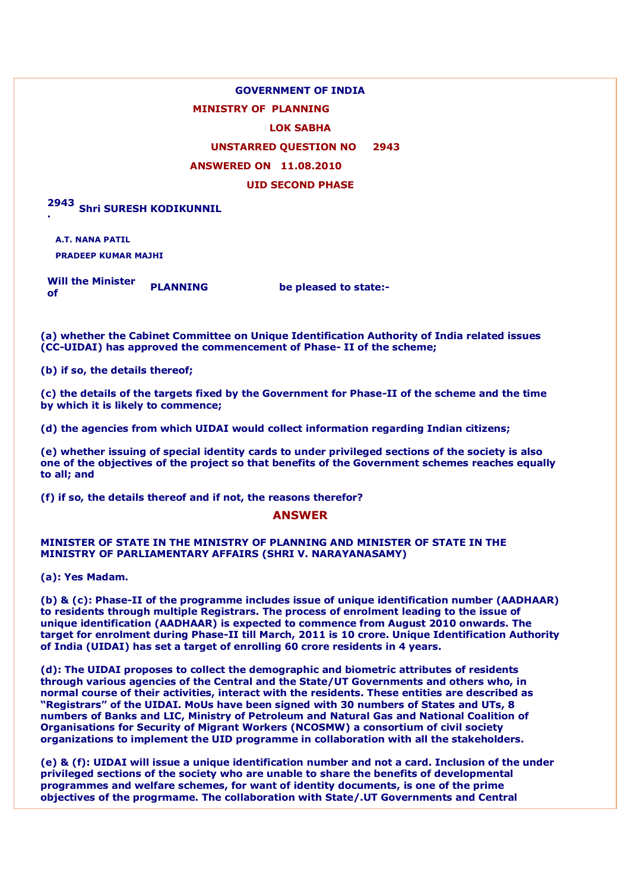**GOVERNMENT OF INDIA**

**MINISTRY OF PLANNING**

**LOK SABHA**

**UNSTARRED QUESTION NO 2943**

**ANSWERED ON 11.08.2010**

**UID SECOND PHASE**

**2943 . Shri SURESH KODIKUNNIL**

**A.T. NANA PATIL**

**PRADEEP KUMAR MAJHI**

**Will the Minister of PLANNING be pleased to state:-**

**(a) whether the Cabinet Committee on Unique Identification Authority of India related issues (CC-UIDAI) has approved the commencement of Phase- II of the scheme;**

**(b) if so, the details thereof;**

**(c) the details of the targets fixed by the Government for Phase-II of the scheme and the time by which it is likely to commence;**

**(d) the agencies from which UIDAI would collect information regarding Indian citizens;**

**(e) whether issuing of special identity cards to under privileged sections of the society is also one of the objectives of the project so that benefits of the Government schemes reaches equally to all; and**

**(f) if so, the details thereof and if not, the reasons therefor?**

## ANSWER

**MINISTER OF STATE IN THE MINISTRY OF PLANNING AND MINISTER OF STATE IN THE MINISTRY OF PARLIAMENTARY AFFAIRS (SHRI V. NARAYANASAMY)**

**(a): Yes Madam.**

**(b) & (c): Phase-II of the programme includes issue of unique identification number (AADHAAR) to residents through multiple Registrars. The process of enrolment leading to the issue of unique identification (AADHAAR) is expected to commence from August 2010 onwards. The target for enrolment during Phase-II till March, 2011 is 10 crore. Unique Identification Authority of India (UIDAI) has set a target of enrolling 60 crore residents in 4 years.**

**(d): The UIDAI proposes to collect the demographic and biometric attributes of residents through various agencies of the Central and the State/UT Governments and others who, in normal course of their activities, interact with the residents. These entities are described as "Registrars" of the UIDAI. MoUs have been signed with 30 numbers of States and UTs, 8 numbers of Banks and LIC, Ministry of Petroleum and Natural Gas and National Coalition of Organisations for Security of Migrant Workers (NCOSMW) a consortium of civil society organizations to implement the UID programme in collaboration with all the stakeholders.**

**(e) & (f): UIDAI will issue a unique identification number and not a card. Inclusion of the under privileged sections of the society who are unable to share the benefits of developmental programmes and welfare schemes, for want of identity documents, is one of the prime objectives of the progrmame. The collaboration with State/.UT Governments and Central**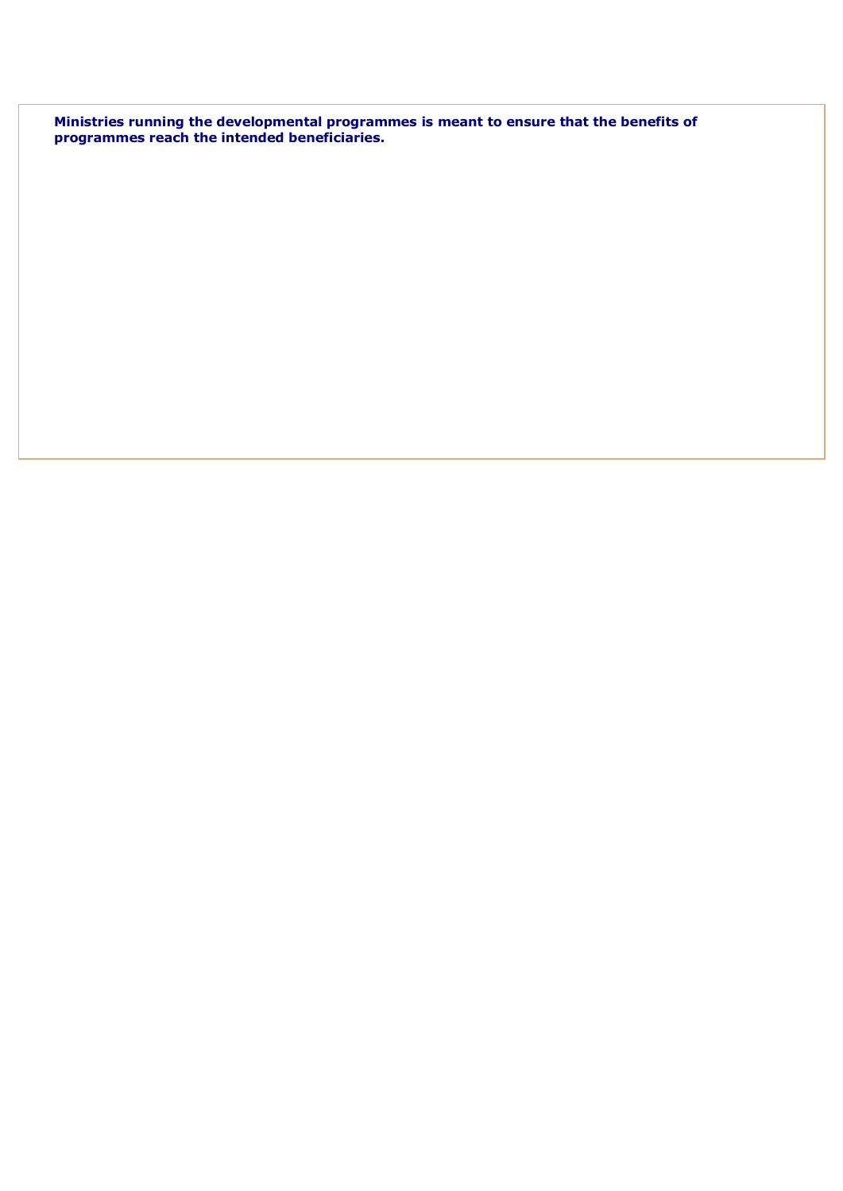**Ministries running the developmental programmes is meant to ensure that the benefits of programmes reach the intended beneficiaries.**